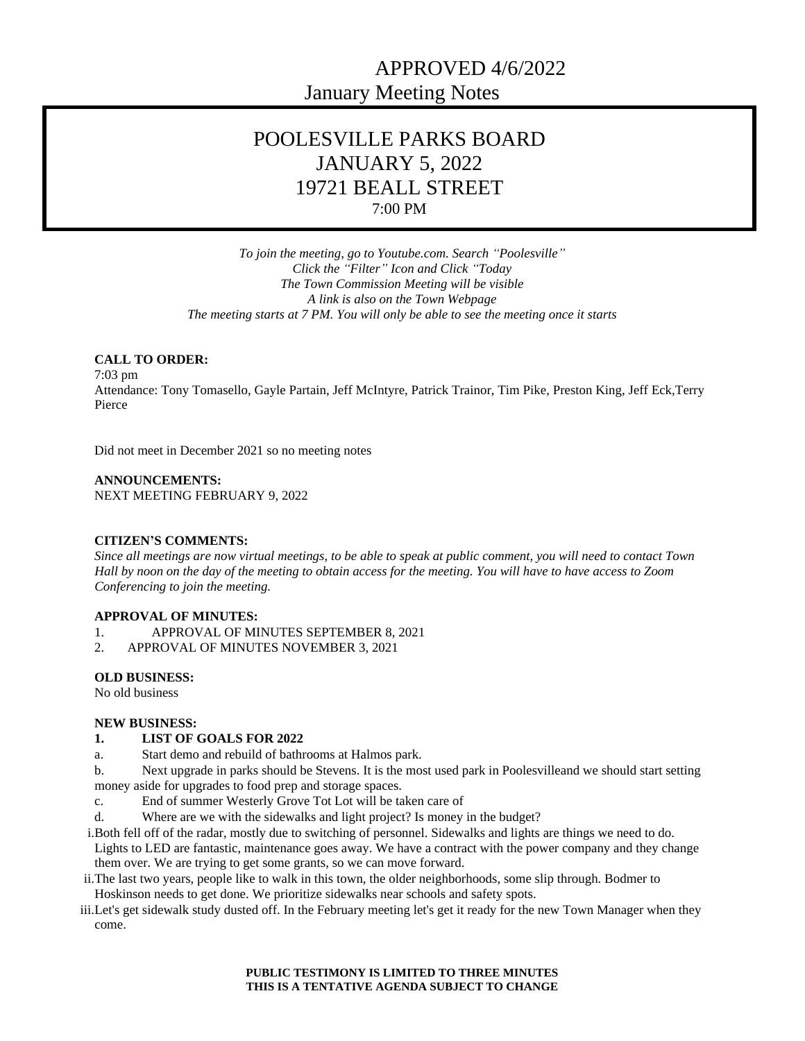APPROVED 4/6/2022

January Meeting Notes

# POOLESVILLE PARKS BOARD
# JANUARY 5, 2022
# 19721 BEALL STREET
7:00 PM

*To join the meeting, go to Youtube.com. Search "Poolesville"*
*Click the "Filter" Icon and Click "Today*
*The Town Commission Meeting will be visible*
*A link is also on the Town Webpage*
*The meeting starts at 7 PM. You will only be able to see the meeting once it starts*

**CALL TO ORDER:**

7:03 pm

Attendance: Tony Tomasello, Gayle Partain, Jeff McIntyre, Patrick Trainor, Tim Pike, Preston King, Jeff Eck,Terry Pierce

Did not meet in December 2021 so no meeting notes

**ANNOUNCEMENTS:**

NEXT MEETING FEBRUARY 9, 2022

**CITIZEN'S COMMENTS:**

*Since all meetings are now virtual meetings, to be able to speak at public comment, you will need to contact Town Hall by noon on the day of the meeting to obtain access for the meeting. You will have to have access to Zoom Conferencing to join the meeting.*

**APPROVAL OF MINUTES:**

1. APPROVAL OF MINUTES SEPTEMBER 8, 2021
2. APPROVAL OF MINUTES NOVEMBER 3, 2021

**OLD BUSINESS:**

No old business

**NEW BUSINESS:**

**1. LIST OF GOALS FOR 2022**

a. Start demo and rebuild of bathrooms at Halmos park.

b. Next upgrade in parks should be Stevens. It is the most used park in Poolesvilleand we should start setting money aside for upgrades to food prep and storage spaces.

c. End of summer Westerly Grove Tot Lot will be taken care of

d. Where are we with the sidewalks and light project? Is money in the budget?

i. Both fell off of the radar, mostly due to switching of personnel. Sidewalks and lights are things we need to do. Lights to LED are fantastic, maintenance goes away. We have a contract with the power company and they change them over. We are trying to get some grants, so we can move forward.

ii. The last two years, people like to walk in this town, the older neighborhoods, some slip through. Bodmer to Hoskinson needs to get done. We prioritize sidewalks near schools and safety spots.

iii. Let's get sidewalk study dusted off. In the February meeting let's get it ready for the new Town Manager when they come.

**PUBLIC TESTIMONY IS LIMITED TO THREE MINUTES**
**THIS IS A TENTATIVE AGENDA SUBJECT TO CHANGE**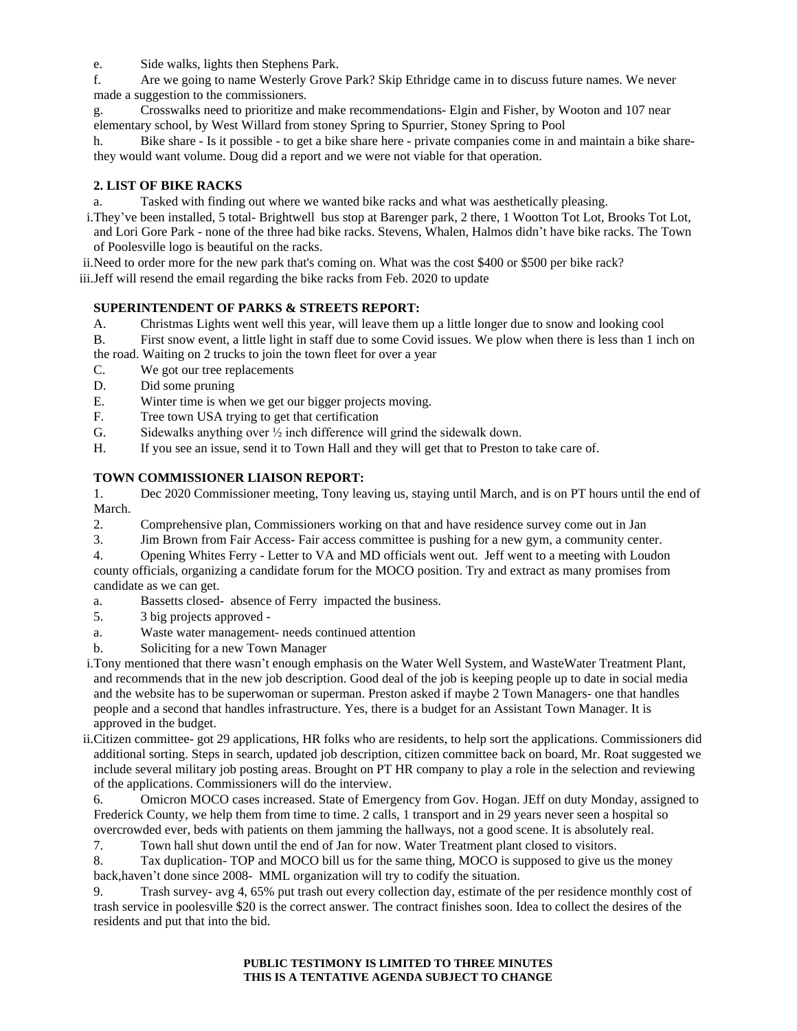e. Side walks, lights then Stephens Park.

f. Are we going to name Westerly Grove Park? Skip Ethridge came in to discuss future names. We never made a suggestion to the commissioners.

g. Crosswalks need to prioritize and make recommendations- Elgin and Fisher, by Wooton and 107 near elementary school, by West Willard from stoney Spring to Spurrier, Stoney Spring to Pool

h. Bike share - Is it possible - to get a bike share here - private companies come in and maintain a bike share- they would want volume. Doug did a report and we were not viable for that operation.

**2. LIST OF BIKE RACKS**

a. Tasked with finding out where we wanted bike racks and what was aesthetically pleasing.

i. They've been installed, 5 total- Brightwell bus stop at Barenger park, 2 there, 1 Wootton Tot Lot, Brooks Tot Lot, and Lori Gore Park - none of the three had bike racks. Stevens, Whalen, Halmos didn't have bike racks. The Town of Poolesville logo is beautiful on the racks.

ii. Need to order more for the new park that's coming on. What was the cost $400 or $500 per bike rack?

iii. Jeff will resend the email regarding the bike racks from Feb. 2020 to update

**SUPERINTENDENT OF PARKS & STREETS REPORT:**

A. Christmas Lights went well this year, will leave them up a little longer due to snow and looking cool

B. First snow event, a little light in staff due to some Covid issues. We plow when there is less than 1 inch on the road. Waiting on 2 trucks to join the town fleet for over a year

C. We got our tree replacements

D. Did some pruning

E. Winter time is when we get our bigger projects moving.

F. Tree town USA trying to get that certification

G. Sidewalks anything over ½ inch difference will grind the sidewalk down.

H. If you see an issue, send it to Town Hall and they will get that to Preston to take care of.

**TOWN COMMISSIONER LIAISON REPORT:**

1. Dec 2020 Commissioner meeting, Tony leaving us, staying until March, and is on PT hours until the end of March.

2. Comprehensive plan, Commissioners working on that and have residence survey come out in Jan

3. Jim Brown from Fair Access- Fair access committee is pushing for a new gym, a community center.

4. Opening Whites Ferry - Letter to VA and MD officials went out. Jeff went to a meeting with Loudon county officials, organizing a candidate forum for the MOCO position. Try and extract as many promises from candidate as we can get.

a. Bassetts closed- absence of Ferry impacted the business.

5. 3 big projects approved -

a. Waste water management- needs continued attention

b. Soliciting for a new Town Manager

i. Tony mentioned that there wasn't enough emphasis on the Water Well System, and WasteWater Treatment Plant, and recommends that in the new job description. Good deal of the job is keeping people up to date in social media and the website has to be superwoman or superman. Preston asked if maybe 2 Town Managers- one that handles people and a second that handles infrastructure. Yes, there is a budget for an Assistant Town Manager. It is approved in the budget.

ii. Citizen committee- got 29 applications, HR folks who are residents, to help sort the applications. Commissioners did additional sorting. Steps in search, updated job description, citizen committee back on board, Mr. Roat suggested we include several military job posting areas. Brought on PT HR company to play a role in the selection and reviewing of the applications. Commissioners will do the interview.

6. Omicron MOCO cases increased. State of Emergency from Gov. Hogan. JEff on duty Monday, assigned to Frederick County, we help them from time to time. 2 calls, 1 transport and in 29 years never seen a hospital so overcrowded ever, beds with patients on them jamming the hallways, not a good scene. It is absolutely real.

7. Town hall shut down until the end of Jan for now. Water Treatment plant closed to visitors.

8. Tax duplication- TOP and MOCO bill us for the same thing, MOCO is supposed to give us the money back,haven't done since 2008- MML organization will try to codify the situation.

9. Trash survey- avg 4, 65% put trash out every collection day, estimate of the per residence monthly cost of trash service in poolesville $20 is the correct answer. The contract finishes soon. Idea to collect the desires of the residents and put that into the bid.

**PUBLIC TESTIMONY IS LIMITED TO THREE MINUTES**
**THIS IS A TENTATIVE AGENDA SUBJECT TO CHANGE**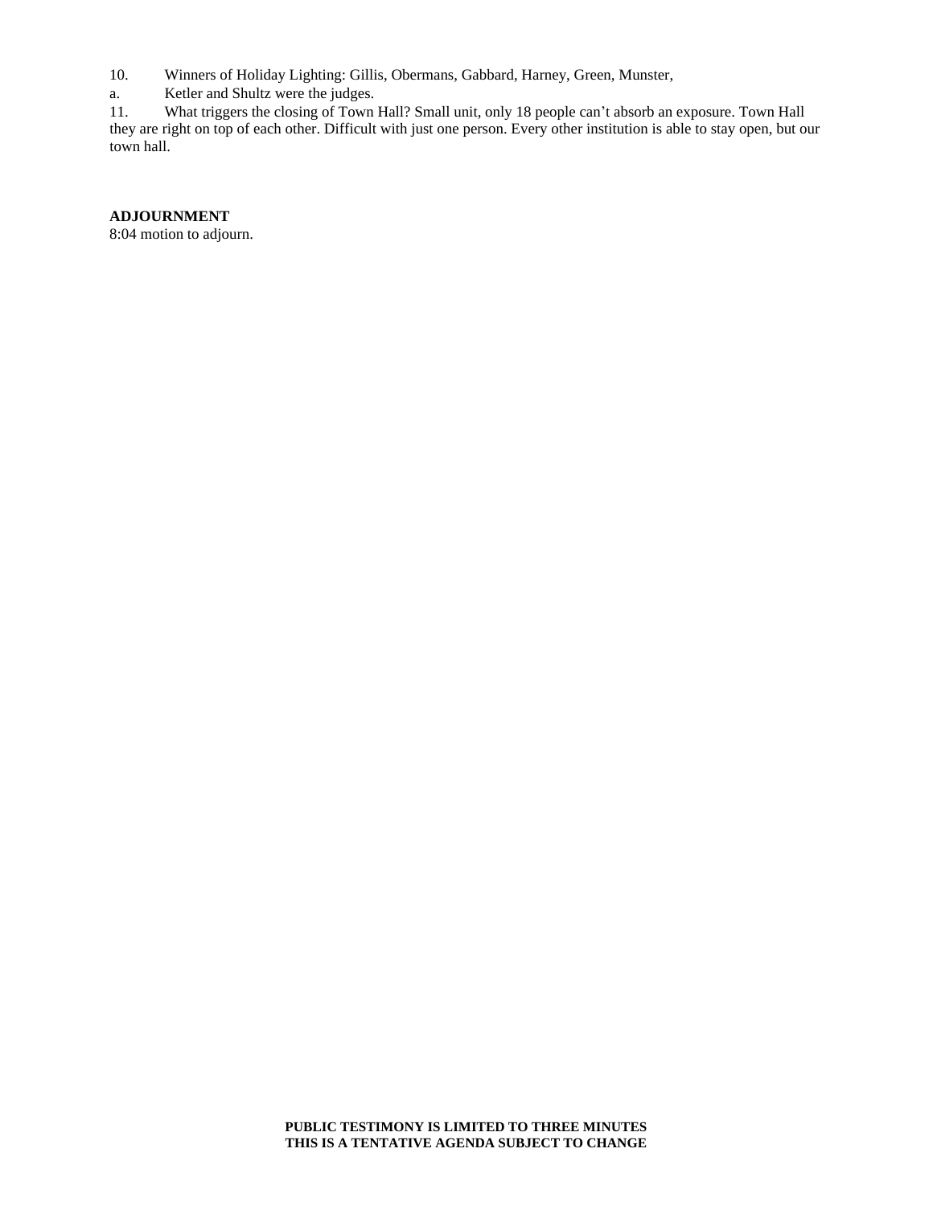10. Winners of Holiday Lighting: Gillis, Obermans, Gabbard, Harney, Green, Munster,

a. Ketler and Shultz were the judges.

11. What triggers the closing of Town Hall? Small unit, only 18 people can't absorb an exposure. Town Hall they are right on top of each other. Difficult with just one person. Every other institution is able to stay open, but our town hall.

**ADJOURNMENT**

8:04 motion to adjourn.

**PUBLIC TESTIMONY IS LIMITED TO THREE MINUTES**
**THIS IS A TENTATIVE AGENDA SUBJECT TO CHANGE**